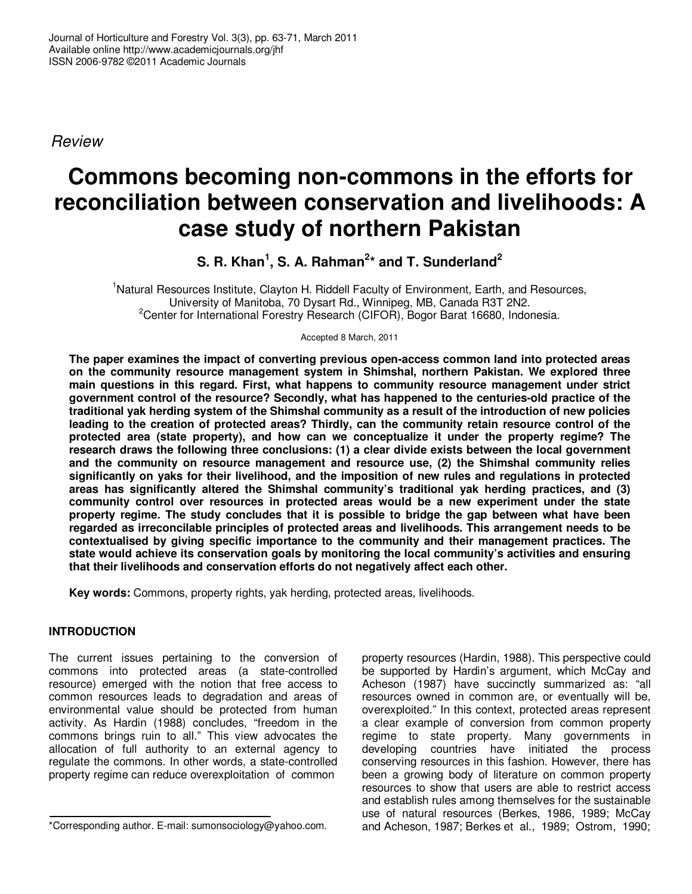*Review*

# Commons becoming non-commons in the efforts for reconciliation between conservation and livelihoods: A case study of northern Pakistan

**S. R. Khan[1], S. A. Rahman[2]* and T. Sunderland[2]**

[1]Natural Resources Institute, Clayton H. Riddell Faculty of Environment, Earth, and Resources, University of Manitoba, 70 Dysart Rd., Winnipeg, MB, Canada R3T 2N2.
[2]Center for International Forestry Research (CIFOR), Bogor Barat 16680, Indonesia.

Accepted 8 March, 2011

**The paper examines the impact of converting previous open-access common land into protected areas on the community resource management system in Shimshal, northern Pakistan. We explored three main questions in this regard. First, what happens to community resource management under strict government control of the resource? Secondly, what has happened to the centuries-old practice of the traditional yak herding system of the Shimshal community as a result of the introduction of new policies leading to the creation of protected areas? Thirdly, can the community retain resource control of the protected area (state property), and how can we conceptualize it under the property regime? The research draws the following three conclusions: (1) a clear divide exists between the local government and the community on resource management and resource use, (2) the Shimshal community relies significantly on yaks for their livelihood, and the imposition of new rules and regulations in protected areas has significantly altered the Shimshal community's traditional yak herding practices, and (3) community control over resources in protected areas would be a new experiment under the state property regime. The study concludes that it is possible to bridge the gap between what have been regarded as irreconcilable principles of protected areas and livelihoods. This arrangement needs to be contextualised by giving specific importance to the community and their management practices. The state would achieve its conservation goals by monitoring the local community's activities and ensuring that their livelihoods and conservation efforts do not negatively affect each other.**

**Key words:** Commons, property rights, yak herding, protected areas, livelihoods.

## INTRODUCTION

The current issues pertaining to the conversion of commons into protected areas (a state-controlled resource) emerged with the notion that free access to common resources leads to degradation and areas of environmental value should be protected from human activity. As Hardin (1988) concludes, "freedom in the commons brings ruin to all." This view advocates the allocation of full authority to an external agency to regulate the commons. In other words, a state-controlled property regime can reduce overexploitation of common property resources (Hardin, 1988). This perspective could be supported by Hardin's argument, which McCay and Acheson (1987) have succinctly summarized as: "all resources owned in common are, or eventually will be, overexploited." In this context, protected areas represent a clear example of conversion from common property regime to state property. Many governments in developing countries have initiated the process conserving resources in this fashion. However, there has been a growing body of literature on common property resources to show that users are able to restrict access and establish rules among themselves for the sustainable use of natural resources (Berkes, 1986, 1989; McCay and Acheson, 1987; Berkes et al., 1989; Ostrom, 1990;

*Corresponding author. E-mail: sumonsociology@yahoo.com.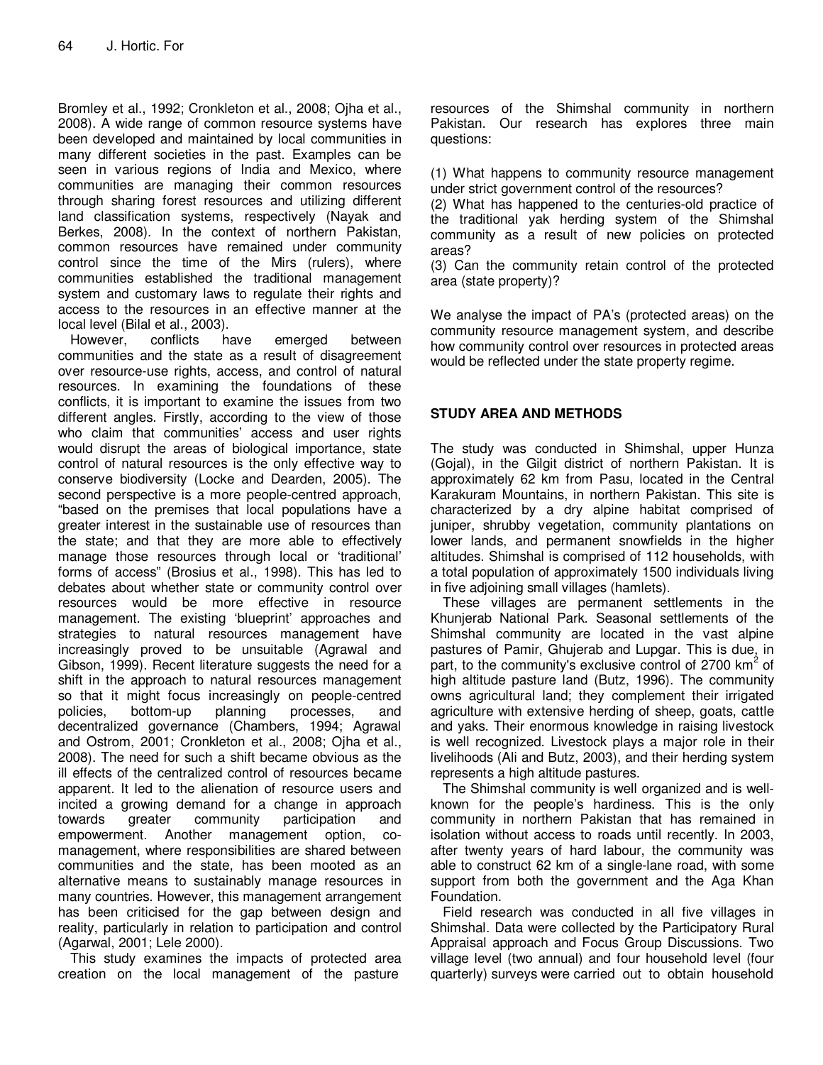Bromley et al., 1992; Cronkleton et al., 2008; Ojha et al., 2008). A wide range of common resource systems have been developed and maintained by local communities in many different societies in the past. Examples can be seen in various regions of India and Mexico, where communities are managing their common resources through sharing forest resources and utilizing different land classification systems, respectively (Nayak and Berkes, 2008). In the context of northern Pakistan, common resources have remained under community control since the time of the Mirs (rulers), where communities established the traditional management system and customary laws to regulate their rights and access to the resources in an effective manner at the local level (Bilal et al., 2003).

However, conflicts have emerged between communities and the state as a result of disagreement over resource-use rights, access, and control of natural resources. In examining the foundations of these conflicts, it is important to examine the issues from two different angles. Firstly, according to the view of those who claim that communities' access and user rights would disrupt the areas of biological importance, state control of natural resources is the only effective way to conserve biodiversity (Locke and Dearden, 2005). The second perspective is a more people-centred approach, "based on the premises that local populations have a greater interest in the sustainable use of resources than the state; and that they are more able to effectively manage those resources through local or 'traditional' forms of access" (Brosius et al., 1998). This has led to debates about whether state or community control over resources would be more effective in resource management. The existing 'blueprint' approaches and strategies to natural resources management have increasingly proved to be unsuitable (Agrawal and Gibson, 1999). Recent literature suggests the need for a shift in the approach to natural resources management so that it might focus increasingly on people-centred policies, bottom-up planning processes, and decentralized governance (Chambers, 1994; Agrawal and Ostrom, 2001; Cronkleton et al., 2008; Ojha et al., 2008). The need for such a shift became obvious as the ill effects of the centralized control of resources became apparent. It led to the alienation of resource users and incited a growing demand for a change in approach towards greater community participation and empowerment. Another management option, co-management, where responsibilities are shared between communities and the state, has been mooted as an alternative means to sustainably manage resources in many countries. However, this management arrangement has been criticised for the gap between design and reality, particularly in relation to participation and control (Agarwal, 2001; Lele 2000).

This study examines the impacts of protected area creation on the local management of the pasture resources of the Shimshal community in northern Pakistan. Our research has explores three main questions:

(1) What happens to community resource management under strict government control of the resources?
(2) What has happened to the centuries-old practice of the traditional yak herding system of the Shimshal community as a result of new policies on protected areas?
(3) Can the community retain control of the protected area (state property)?

We analyse the impact of PA's (protected areas) on the community resource management system, and describe how community control over resources in protected areas would be reflected under the state property regime.

## STUDY AREA AND METHODS

The study was conducted in Shimshal, upper Hunza (Gojal), in the Gilgit district of northern Pakistan. It is approximately 62 km from Pasu, located in the Central Karakuram Mountains, in northern Pakistan. This site is characterized by a dry alpine habitat comprised of juniper, shrubby vegetation, community plantations on lower lands, and permanent snowfields in the higher altitudes. Shimshal is comprised of 112 households, with a total population of approximately 1500 individuals living in five adjoining small villages (hamlets).

These villages are permanent settlements in the Khunjerab National Park. Seasonal settlements of the Shimshal community are located in the vast alpine pastures of Pamir, Ghujerab and Lupgar. This is due, in part, to the community's exclusive control of 2700 km$^2$ of high altitude pasture land (Butz, 1996). The community owns agricultural land; they complement their irrigated agriculture with extensive herding of sheep, goats, cattle and yaks. Their enormous knowledge in raising livestock is well recognized. Livestock plays a major role in their livelihoods (Ali and Butz, 2003), and their herding system represents a high altitude pastures.

The Shimshal community is well organized and is well-known for the people's hardiness. This is the only community in northern Pakistan that has remained in isolation without access to roads until recently. In 2003, after twenty years of hard labour, the community was able to construct 62 km of a single-lane road, with some support from both the government and the Aga Khan Foundation.

Field research was conducted in all five villages in Shimshal. Data were collected by the Participatory Rural Appraisal approach and Focus Group Discussions. Two village level (two annual) and four household level (four quarterly) surveys were carried out to obtain household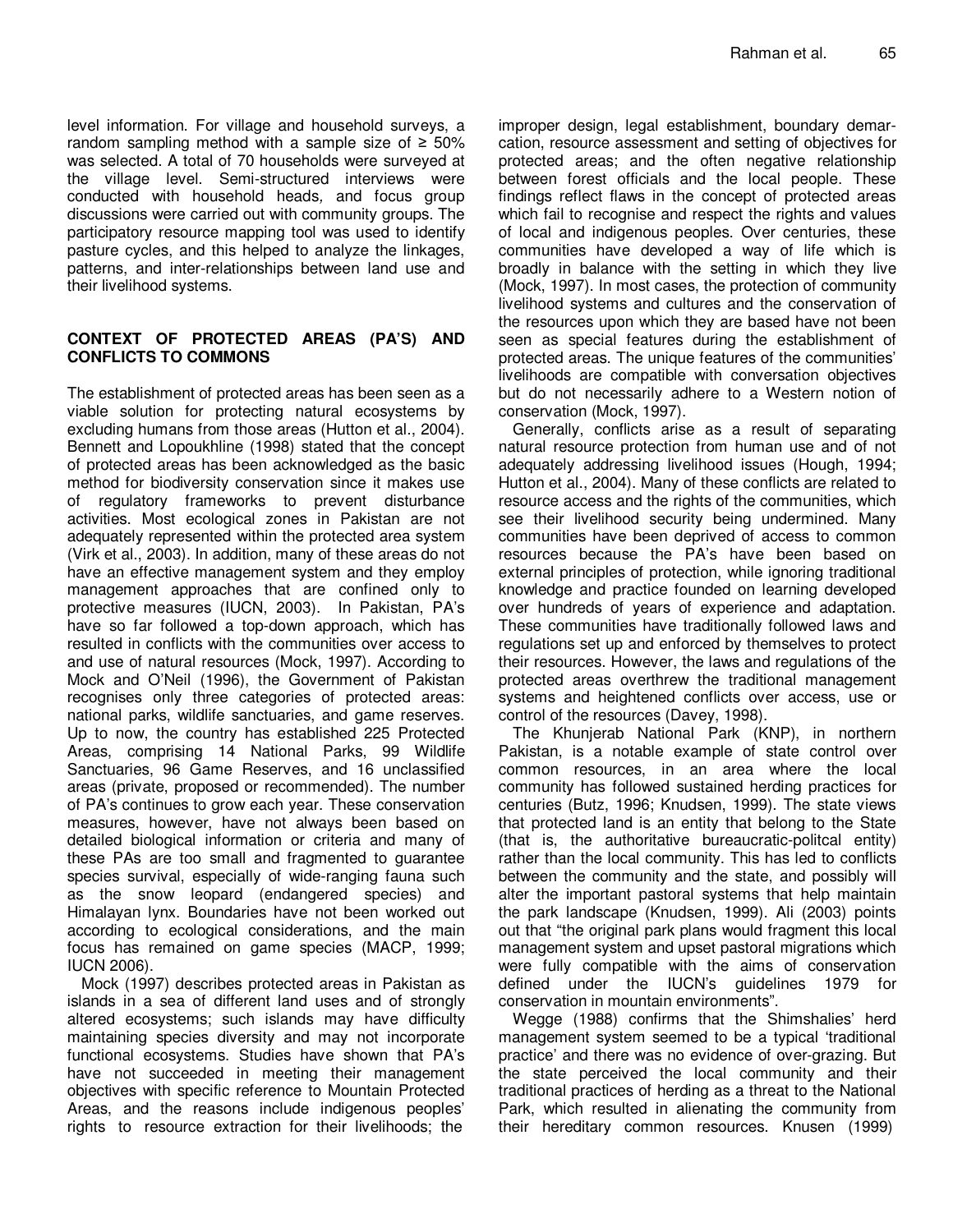level information. For village and household surveys, a random sampling method with a sample size of ≥ 50% was selected. A total of 70 households were surveyed at the village level. Semi-structured interviews were conducted with household heads, and focus group discussions were carried out with community groups. The participatory resource mapping tool was used to identify pasture cycles, and this helped to analyze the linkages, patterns, and inter-relationships between land use and their livelihood systems.

## CONTEXT OF PROTECTED AREAS (PA'S) AND CONFLICTS TO COMMONS

The establishment of protected areas has been seen as a viable solution for protecting natural ecosystems by excluding humans from those areas (Hutton et al., 2004). Bennett and Lopoukhline (1998) stated that the concept of protected areas has been acknowledged as the basic method for biodiversity conservation since it makes use of regulatory frameworks to prevent disturbance activities. Most ecological zones in Pakistan are not adequately represented within the protected area system (Virk et al., 2003). In addition, many of these areas do not have an effective management system and they employ management approaches that are confined only to protective measures (IUCN, 2003). In Pakistan, PA's have so far followed a top-down approach, which has resulted in conflicts with the communities over access to and use of natural resources (Mock, 1997). According to Mock and O'Neil (1996), the Government of Pakistan recognises only three categories of protected areas: national parks, wildlife sanctuaries, and game reserves. Up to now, the country has established 225 Protected Areas, comprising 14 National Parks, 99 Wildlife Sanctuaries, 96 Game Reserves, and 16 unclassified areas (private, proposed or recommended). The number of PA's continues to grow each year. These conservation measures, however, have not always been based on detailed biological information or criteria and many of these PAs are too small and fragmented to guarantee species survival, especially of wide-ranging fauna such as the snow leopard (endangered species) and Himalayan lynx. Boundaries have not been worked out according to ecological considerations, and the main focus has remained on game species (MACP, 1999; IUCN 2006).

Mock (1997) describes protected areas in Pakistan as islands in a sea of different land uses and of strongly altered ecosystems; such islands may have difficulty maintaining species diversity and may not incorporate functional ecosystems. Studies have shown that PA's have not succeeded in meeting their management objectives with specific reference to Mountain Protected Areas, and the reasons include indigenous peoples' rights to resource extraction for their livelihoods; the improper design, legal establishment, boundary demarcation, resource assessment and setting of objectives for protected areas; and the often negative relationship between forest officials and the local people. These findings reflect flaws in the concept of protected areas which fail to recognise and respect the rights and values of local and indigenous peoples. Over centuries, these communities have developed a way of life which is broadly in balance with the setting in which they live (Mock, 1997). In most cases, the protection of community livelihood systems and cultures and the conservation of the resources upon which they are based have not been seen as special features during the establishment of protected areas. The unique features of the communities' livelihoods are compatible with conversation objectives but do not necessarily adhere to a Western notion of conservation (Mock, 1997).

Generally, conflicts arise as a result of separating natural resource protection from human use and of not adequately addressing livelihood issues (Hough, 1994; Hutton et al., 2004). Many of these conflicts are related to resource access and the rights of the communities, which see their livelihood security being undermined. Many communities have been deprived of access to common resources because the PA's have been based on external principles of protection, while ignoring traditional knowledge and practice founded on learning developed over hundreds of years of experience and adaptation. These communities have traditionally followed laws and regulations set up and enforced by themselves to protect their resources. However, the laws and regulations of the protected areas overthrew the traditional management systems and heightened conflicts over access, use or control of the resources (Davey, 1998).

The Khunjerab National Park (KNP), in northern Pakistan, is a notable example of state control over common resources, in an area where the local community has followed sustained herding practices for centuries (Butz, 1996; Knudsen, 1999). The state views that protected land is an entity that belong to the State (that is, the authoritative bureaucratic-politcal entity) rather than the local community. This has led to conflicts between the community and the state, and possibly will alter the important pastoral systems that help maintain the park landscape (Knudsen, 1999). Ali (2003) points out that "the original park plans would fragment this local management system and upset pastoral migrations which were fully compatible with the aims of conservation defined under the IUCN's guidelines 1979 for conservation in mountain environments".

Wegge (1988) confirms that the Shimshalies' herd management system seemed to be a typical 'traditional practice' and there was no evidence of over-grazing. But the state perceived the local community and their traditional practices of herding as a threat to the National Park, which resulted in alienating the community from their hereditary common resources. Knusen (1999)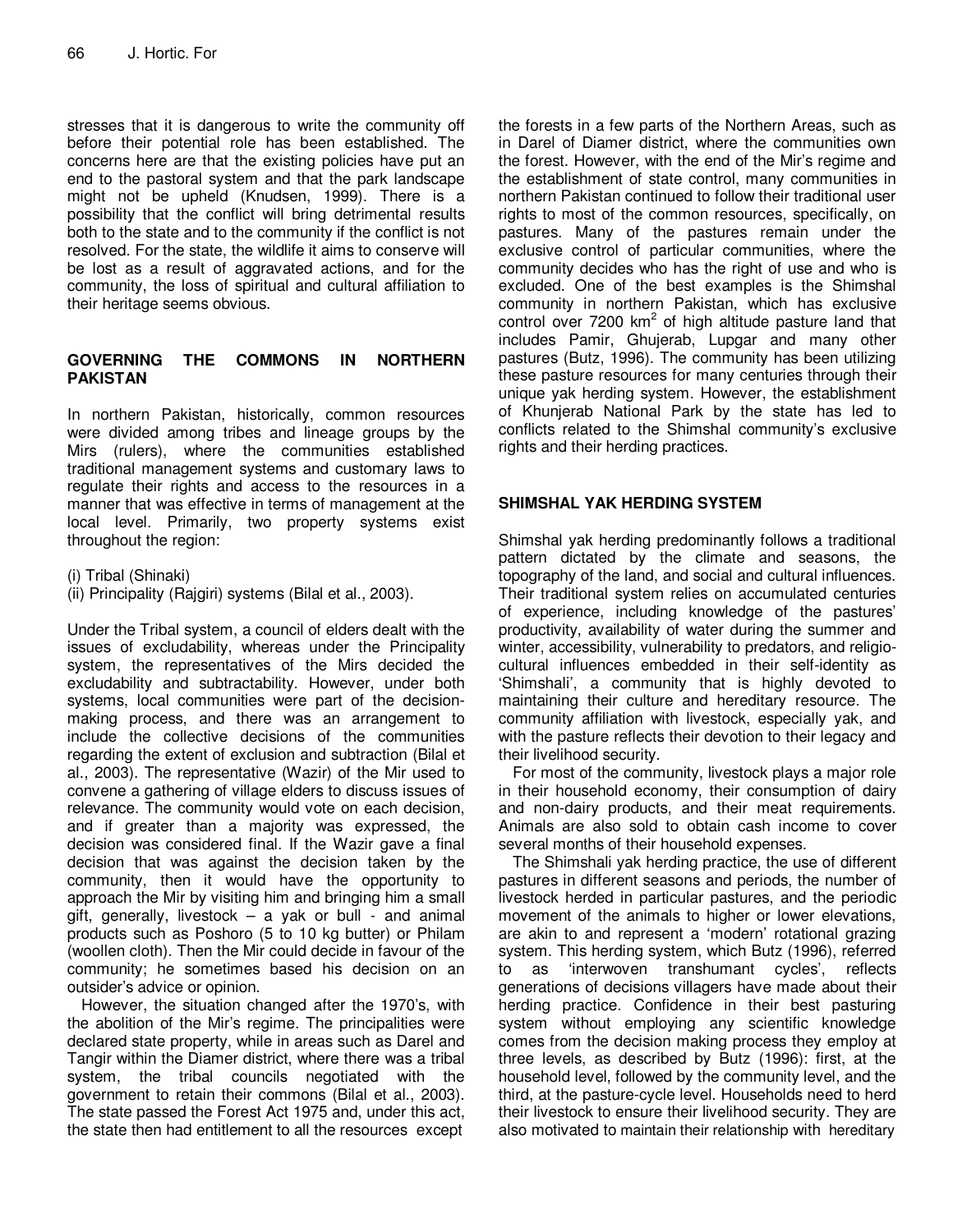stresses that it is dangerous to write the community off before their potential role has been established. The concerns here are that the existing policies have put an end to the pastoral system and that the park landscape might not be upheld (Knudsen, 1999). There is a possibility that the conflict will bring detrimental results both to the state and to the community if the conflict is not resolved. For the state, the wildlife it aims to conserve will be lost as a result of aggravated actions, and for the community, the loss of spiritual and cultural affiliation to their heritage seems obvious.

## GOVERNING THE COMMONS IN NORTHERN PAKISTAN

In northern Pakistan, historically, common resources were divided among tribes and lineage groups by the Mirs (rulers), where the communities established traditional management systems and customary laws to regulate their rights and access to the resources in a manner that was effective in terms of management at the local level. Primarily, two property systems exist throughout the region:

(i) Tribal (Shinaki)
(ii) Principality (Rajgiri) systems (Bilal et al., 2003).

Under the Tribal system, a council of elders dealt with the issues of excludability, whereas under the Principality system, the representatives of the Mirs decided the excludability and subtractability. However, under both systems, local communities were part of the decision-making process, and there was an arrangement to include the collective decisions of the communities regarding the extent of exclusion and subtraction (Bilal et al., 2003). The representative (Wazir) of the Mir used to convene a gathering of village elders to discuss issues of relevance. The community would vote on each decision, and if greater than a majority was expressed, the decision was considered final. If the Wazir gave a final decision that was against the decision taken by the community, then it would have the opportunity to approach the Mir by visiting him and bringing him a small gift, generally, livestock – a yak or bull - and animal products such as Poshoro (5 to 10 kg butter) or Philam (woollen cloth). Then the Mir could decide in favour of the community; he sometimes based his decision on an outsider's advice or opinion.

However, the situation changed after the 1970's, with the abolition of the Mir's regime. The principalities were declared state property, while in areas such as Darel and Tangir within the Diamer district, where there was a tribal system, the tribal councils negotiated with the government to retain their commons (Bilal et al., 2003). The state passed the Forest Act 1975 and, under this act, the state then had entitlement to all the resources except the forests in a few parts of the Northern Areas, such as in Darel of Diamer district, where the communities own the forest. However, with the end of the Mir's regime and the establishment of state control, many communities in northern Pakistan continued to follow their traditional user rights to most of the common resources, specifically, on pastures. Many of the pastures remain under the exclusive control of particular communities, where the community decides who has the right of use and who is excluded. One of the best examples is the Shimshal community in northern Pakistan, which has exclusive control over 7200 km$^2$ of high altitude pasture land that includes Pamir, Ghujerab, Lupgar and many other pastures (Butz, 1996). The community has been utilizing these pasture resources for many centuries through their unique yak herding system. However, the establishment of Khunjerab National Park by the state has led to conflicts related to the Shimshal community's exclusive rights and their herding practices.

## SHIMSHAL YAK HERDING SYSTEM

Shimshal yak herding predominantly follows a traditional pattern dictated by the climate and seasons, the topography of the land, and social and cultural influences. Their traditional system relies on accumulated centuries of experience, including knowledge of the pastures' productivity, availability of water during the summer and winter, accessibility, vulnerability to predators, and religio-cultural influences embedded in their self-identity as 'Shimshali', a community that is highly devoted to maintaining their culture and hereditary resource. The community affiliation with livestock, especially yak, and with the pasture reflects their devotion to their legacy and their livelihood security.

For most of the community, livestock plays a major role in their household economy, their consumption of dairy and non-dairy products, and their meat requirements. Animals are also sold to obtain cash income to cover several months of their household expenses.

The Shimshali yak herding practice, the use of different pastures in different seasons and periods, the number of livestock herded in particular pastures, and the periodic movement of the animals to higher or lower elevations, are akin to and represent a 'modern' rotational grazing system. This herding system, which Butz (1996), referred to as 'interwoven transhumant cycles', reflects generations of decisions villagers have made about their herding practice. Confidence in their best pasturing system without employing any scientific knowledge comes from the decision making process they employ at three levels, as described by Butz (1996): first, at the household level, followed by the community level, and the third, at the pasture-cycle level. Households need to herd their livestock to ensure their livelihood security. They are also motivated to maintain their relationship with hereditary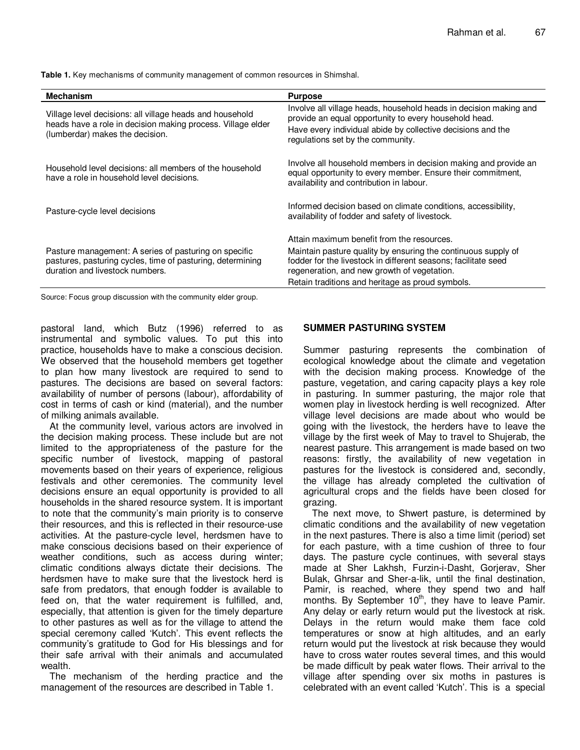**Table 1.** Key mechanisms of community management of common resources in Shimshal.

| Mechanism | Purpose |
|---|---|
| Village level decisions: all village heads and household heads have a role in decision making process. Village elder (lumberdar) makes the decision. | Involve all village heads, household heads in decision making and provide an equal opportunity to every household head. Have every individual abide by collective decisions and the regulations set by the community. |
| Household level decisions: all members of the household have a role in household level decisions. | Involve all household members in decision making and provide an equal opportunity to every member. Ensure their commitment, availability and contribution in labour. |
| Pasture-cycle level decisions | Informed decision based on climate conditions, accessibility, availability of fodder and safety of livestock. |
| Pasture management: A series of pasturing on specific pastures, pasturing cycles, time of pasturing, determining duration and livestock numbers. | Attain maximum benefit from the resources. Maintain pasture quality by ensuring the continuous supply of fodder for the livestock in different seasons; facilitate seed regeneration, and new growth of vegetation. Retain traditions and heritage as proud symbols. |

Source: Focus group discussion with the community elder group.

pastoral land, which Butz (1996) referred to as instrumental and symbolic values. To put this into practice, households have to make a conscious decision. We observed that the household members get together to plan how many livestock are required to send to pastures. The decisions are based on several factors: availability of number of persons (labour), affordability of cost in terms of cash or kind (material), and the number of milking animals available.

At the community level, various actors are involved in the decision making process. These include but are not limited to the appropriateness of the pasture for the specific number of livestock, mapping of pastoral movements based on their years of experience, religious festivals and other ceremonies. The community level decisions ensure an equal opportunity is provided to all households in the shared resource system. It is important to note that the community's main priority is to conserve their resources, and this is reflected in their resource-use activities. At the pasture-cycle level, herdsmen have to make conscious decisions based on their experience of weather conditions, such as access during winter; climatic conditions always dictate their decisions. The herdsmen have to make sure that the livestock herd is safe from predators, that enough fodder is available to feed on, that the water requirement is fulfilled, and, especially, that attention is given for the timely departure to other pastures as well as for the village to attend the special ceremony called 'Kutch'. This event reflects the community's gratitude to God for His blessings and for their safe arrival with their animals and accumulated wealth.

The mechanism of the herding practice and the management of the resources are described in Table 1.

## SUMMER PASTURING SYSTEM

Summer pasturing represents the combination of ecological knowledge about the climate and vegetation with the decision making process. Knowledge of the pasture, vegetation, and caring capacity plays a key role in pasturing. In summer pasturing, the major role that women play in livestock herding is well recognized. After village level decisions are made about who would be going with the livestock, the herders have to leave the village by the first week of May to travel to Shujerab, the nearest pasture. This arrangement is made based on two reasons: firstly, the availability of new vegetation in pastures for the livestock is considered and, secondly, the village has already completed the cultivation of agricultural crops and the fields have been closed for grazing.

The next move, to Shwert pasture, is determined by climatic conditions and the availability of new vegetation in the next pastures. There is also a time limit (period) set for each pasture, with a time cushion of three to four days. The pasture cycle continues, with several stays made at Sher Lakhsh, Furzin-i-Dasht, Gorjerav, Sher Bulak, Ghrsar and Sher-a-lik, until the final destination, Pamir, is reached, where they spend two and half months. By September 10$^{th}$, they have to leave Pamir. Any delay or early return would put the livestock at risk. Delays in the return would make them face cold temperatures or snow at high altitudes, and an early return would put the livestock at risk because they would have to cross water routes several times, and this would be made difficult by peak water flows. Their arrival to the village after spending over six moths in pastures is celebrated with an event called 'Kutch'. This is a special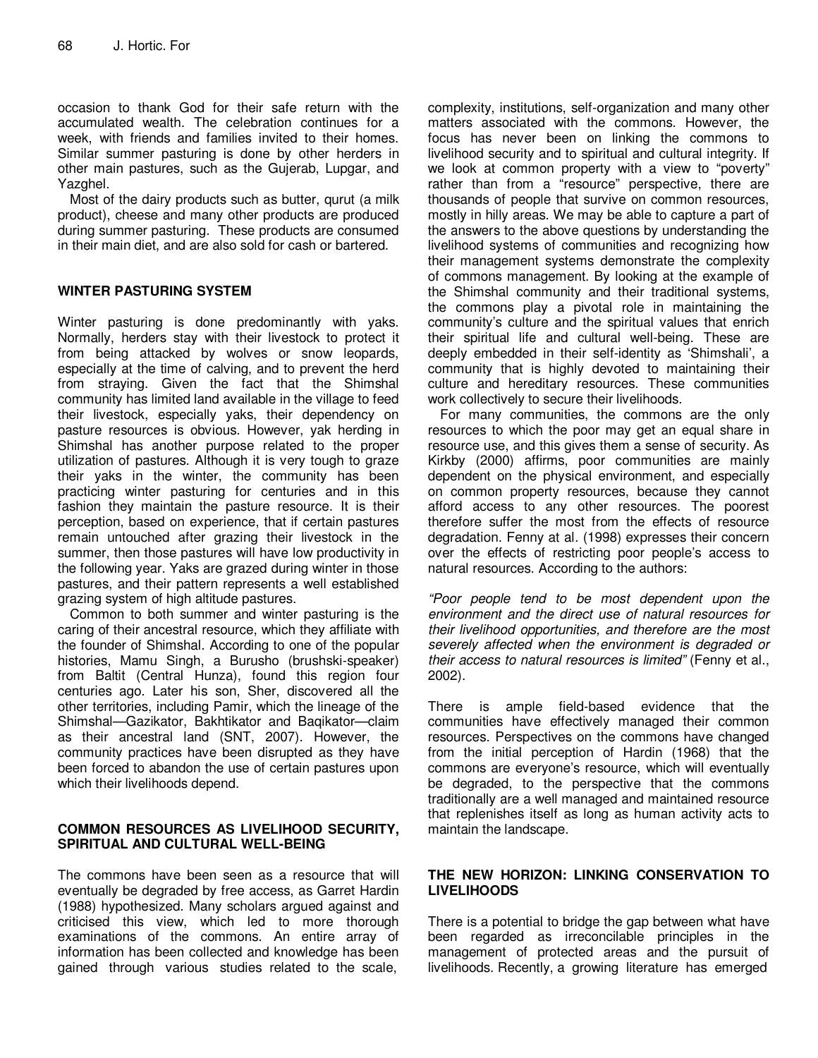occasion to thank God for their safe return with the accumulated wealth. The celebration continues for a week, with friends and families invited to their homes. Similar summer pasturing is done by other herders in other main pastures, such as the Gujerab, Lupgar, and Yazghel.

Most of the dairy products such as butter, qurut (a milk product), cheese and many other products are produced during summer pasturing. These products are consumed in their main diet, and are also sold for cash or bartered.

## WINTER PASTURING SYSTEM

Winter pasturing is done predominantly with yaks. Normally, herders stay with their livestock to protect it from being attacked by wolves or snow leopards, especially at the time of calving, and to prevent the herd from straying. Given the fact that the Shimshal community has limited land available in the village to feed their livestock, especially yaks, their dependency on pasture resources is obvious. However, yak herding in Shimshal has another purpose related to the proper utilization of pastures. Although it is very tough to graze their yaks in the winter, the community has been practicing winter pasturing for centuries and in this fashion they maintain the pasture resource. It is their perception, based on experience, that if certain pastures remain untouched after grazing their livestock in the summer, then those pastures will have low productivity in the following year. Yaks are grazed during winter in those pastures, and their pattern represents a well established grazing system of high altitude pastures.

Common to both summer and winter pasturing is the caring of their ancestral resource, which they affiliate with the founder of Shimshal. According to one of the popular histories, Mamu Singh, a Burusho (brushski-speaker) from Baltit (Central Hunza), found this region four centuries ago. Later his son, Sher, discovered all the other territories, including Pamir, which the lineage of the Shimshal—Gazikator, Bakhtikator and Baqikator—claim as their ancestral land (SNT, 2007). However, the community practices have been disrupted as they have been forced to abandon the use of certain pastures upon which their livelihoods depend.

## COMMON RESOURCES AS LIVELIHOOD SECURITY, SPIRITUAL AND CULTURAL WELL-BEING

The commons have been seen as a resource that will eventually be degraded by free access, as Garret Hardin (1988) hypothesized. Many scholars argued against and criticised this view, which led to more thorough examinations of the commons. An entire array of information has been collected and knowledge has been gained through various studies related to the scale, complexity, institutions, self-organization and many other matters associated with the commons. However, the focus has never been on linking the commons to livelihood security and to spiritual and cultural integrity. If we look at common property with a view to "poverty" rather than from a "resource" perspective, there are thousands of people that survive on common resources, mostly in hilly areas. We may be able to capture a part of the answers to the above questions by understanding the livelihood systems of communities and recognizing how their management systems demonstrate the complexity of commons management. By looking at the example of the Shimshal community and their traditional systems, the commons play a pivotal role in maintaining the community's culture and the spiritual values that enrich their spiritual life and cultural well-being. These are deeply embedded in their self-identity as 'Shimshali', a community that is highly devoted to maintaining their culture and hereditary resources. These communities work collectively to secure their livelihoods.

For many communities, the commons are the only resources to which the poor may get an equal share in resource use, and this gives them a sense of security. As Kirkby (2000) affirms, poor communities are mainly dependent on the physical environment, and especially on common property resources, because they cannot afford access to any other resources. The poorest therefore suffer the most from the effects of resource degradation. Fenny at al. (1998) expresses their concern over the effects of restricting poor people's access to natural resources. According to the authors:

*"Poor people tend to be most dependent upon the environment and the direct use of natural resources for their livelihood opportunities, and therefore are the most severely affected when the environment is degraded or their access to natural resources is limited"* (Fenny et al., 2002).

There is ample field-based evidence that the communities have effectively managed their common resources. Perspectives on the commons have changed from the initial perception of Hardin (1968) that the commons are everyone's resource, which will eventually be degraded, to the perspective that the commons traditionally are a well managed and maintained resource that replenishes itself as long as human activity acts to maintain the landscape.

## THE NEW HORIZON: LINKING CONSERVATION TO LIVELIHOODS

There is a potential to bridge the gap between what have been regarded as irreconcilable principles in the management of protected areas and the pursuit of livelihoods. Recently, a growing literature has emerged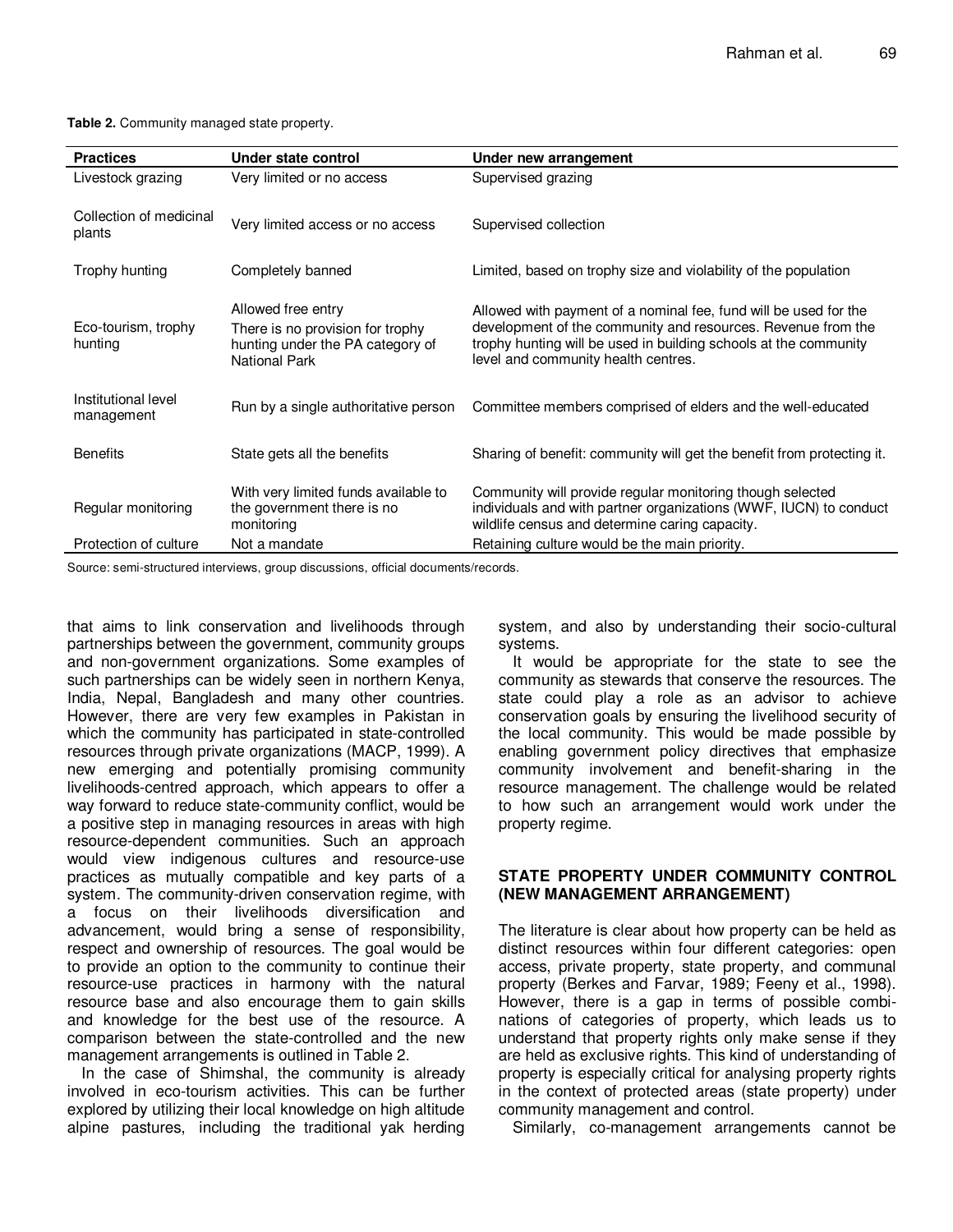**Table 2.** Community managed state property.

| Practices | Under state control | Under new arrangement |
|---|---|---|
| Livestock grazing | Very limited or no access | Supervised grazing |
| Collection of medicinal plants | Very limited access or no access | Supervised collection |
| Trophy hunting | Completely banned | Limited, based on trophy size and violability of the population |
| Eco-tourism, trophy hunting | Allowed free entry<br>There is no provision for trophy hunting under the PA category of National Park | Allowed with payment of a nominal fee, fund will be used for the development of the community and resources. Revenue from the trophy hunting will be used in building schools at the community level and community health centres. |
| Institutional level management | Run by a single authoritative person | Committee members comprised of elders and the well-educated |
| Benefits | State gets all the benefits | Sharing of benefit: community will get the benefit from protecting it. |
| Regular monitoring | With very limited funds available to the government there is no monitoring | Community will provide regular monitoring though selected individuals and with partner organizations (WWF, IUCN) to conduct wildlife census and determine caring capacity. |
| Protection of culture | Not a mandate | Retaining culture would be the main priority. |

Source: semi-structured interviews, group discussions, official documents/records.

that aims to link conservation and livelihoods through partnerships between the government, community groups and non-government organizations. Some examples of such partnerships can be widely seen in northern Kenya, India, Nepal, Bangladesh and many other countries. However, there are very few examples in Pakistan in which the community has participated in state-controlled resources through private organizations (MACP, 1999). A new emerging and potentially promising community livelihoods-centred approach, which appears to offer a way forward to reduce state-community conflict, would be a positive step in managing resources in areas with high resource-dependent communities. Such an approach would view indigenous cultures and resource-use practices as mutually compatible and key parts of a system. The community-driven conservation regime, with a focus on their livelihoods diversification and advancement, would bring a sense of responsibility, respect and ownership of resources. The goal would be to provide an option to the community to continue their resource-use practices in harmony with the natural resource base and also encourage them to gain skills and knowledge for the best use of the resource. A comparison between the state-controlled and the new management arrangements is outlined in Table 2.

In the case of Shimshal, the community is already involved in eco-tourism activities. This can be further explored by utilizing their local knowledge on high altitude alpine pastures, including the traditional yak herding system, and also by understanding their socio-cultural systems.

It would be appropriate for the state to see the community as stewards that conserve the resources. The state could play a role as an advisor to achieve conservation goals by ensuring the livelihood security of the local community. This would be made possible by enabling government policy directives that emphasize community involvement and benefit-sharing in the resource management. The challenge would be related to how such an arrangement would work under the property regime.

## STATE PROPERTY UNDER COMMUNITY CONTROL (NEW MANAGEMENT ARRANGEMENT)

The literature is clear about how property can be held as distinct resources within four different categories: open access, private property, state property, and communal property (Berkes and Farvar, 1989; Feeny et al., 1998). However, there is a gap in terms of possible combinations of categories of property, which leads us to understand that property rights only make sense if they are held as exclusive rights. This kind of understanding of property is especially critical for analysing property rights in the context of protected areas (state property) under community management and control.

Similarly, co-management arrangements cannot be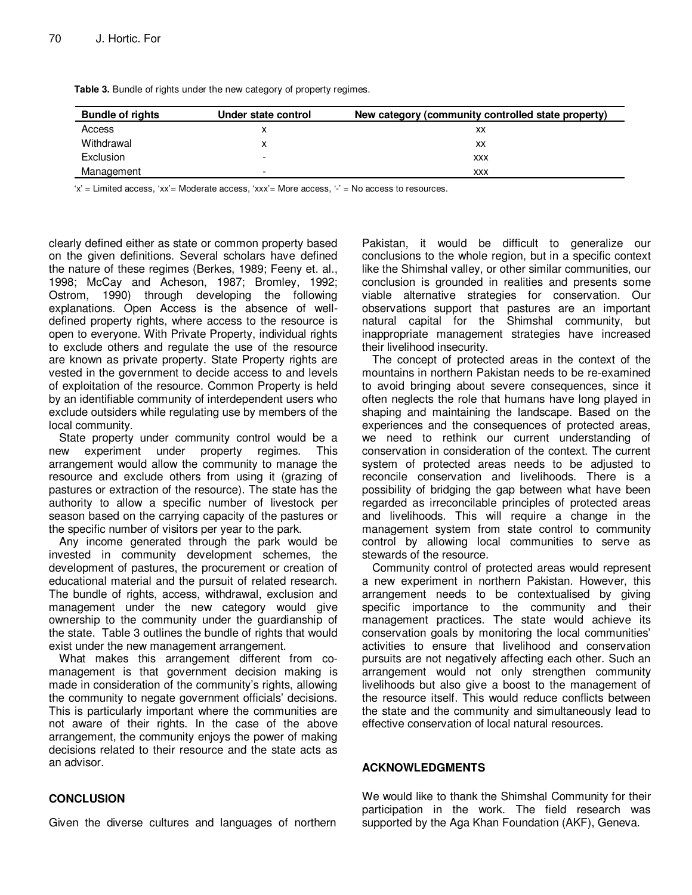**Table 3.** Bundle of rights under the new category of property regimes.

| Bundle of rights | Under state control | New category (community controlled state property) |
|---|---|---|
| Access | x | xx |
| Withdrawal | x | xx |
| Exclusion | - | xxx |
| Management | - | xxx |

'x' = Limited access, 'xx'= Moderate access, 'xxx'= More access, '-' = No access to resources.

clearly defined either as state or common property based on the given definitions. Several scholars have defined the nature of these regimes (Berkes, 1989; Feeny et. al., 1998; McCay and Acheson, 1987; Bromley, 1992; Ostrom, 1990) through developing the following explanations. Open Access is the absence of well-defined property rights, where access to the resource is open to everyone. With Private Property, individual rights to exclude others and regulate the use of the resource are known as private property. State Property rights are vested in the government to decide access to and levels of exploitation of the resource. Common Property is held by an identifiable community of interdependent users who exclude outsiders while regulating use by members of the local community.

State property under community control would be a new experiment under property regimes. This arrangement would allow the community to manage the resource and exclude others from using it (grazing of pastures or extraction of the resource). The state has the authority to allow a specific number of livestock per season based on the carrying capacity of the pastures or the specific number of visitors per year to the park.

Any income generated through the park would be invested in community development schemes, the development of pastures, the procurement or creation of educational material and the pursuit of related research. The bundle of rights, access, withdrawal, exclusion and management under the new category would give ownership to the community under the guardianship of the state. Table 3 outlines the bundle of rights that would exist under the new management arrangement.

What makes this arrangement different from co-management is that government decision making is made in consideration of the community's rights, allowing the community to negate government officials' decisions. This is particularly important where the communities are not aware of their rights. In the case of the above arrangement, the community enjoys the power of making decisions related to their resource and the state acts as an advisor.

## CONCLUSION

Given the diverse cultures and languages of northern Pakistan, it would be difficult to generalize our conclusions to the whole region, but in a specific context like the Shimshal valley, or other similar communities, our conclusion is grounded in realities and presents some viable alternative strategies for conservation. Our observations support that pastures are an important natural capital for the Shimshal community, but inappropriate management strategies have increased their livelihood insecurity.

The concept of protected areas in the context of the mountains in northern Pakistan needs to be re-examined to avoid bringing about severe consequences, since it often neglects the role that humans have long played in shaping and maintaining the landscape. Based on the experiences and the consequences of protected areas, we need to rethink our current understanding of conservation in consideration of the context. The current system of protected areas needs to be adjusted to reconcile conservation and livelihoods. There is a possibility of bridging the gap between what have been regarded as irreconcilable principles of protected areas and livelihoods. This will require a change in the management system from state control to community control by allowing local communities to serve as stewards of the resource.

Community control of protected areas would represent a new experiment in northern Pakistan. However, this arrangement needs to be contextualised by giving specific importance to the community and their management practices. The state would achieve its conservation goals by monitoring the local communities' activities to ensure that livelihood and conservation pursuits are not negatively affecting each other. Such an arrangement would not only strengthen community livelihoods but also give a boost to the management of the resource itself. This would reduce conflicts between the state and the community and simultaneously lead to effective conservation of local natural resources.

## ACKNOWLEDGMENTS

We would like to thank the Shimshal Community for their participation in the work. The field research was supported by the Aga Khan Foundation (AKF), Geneva.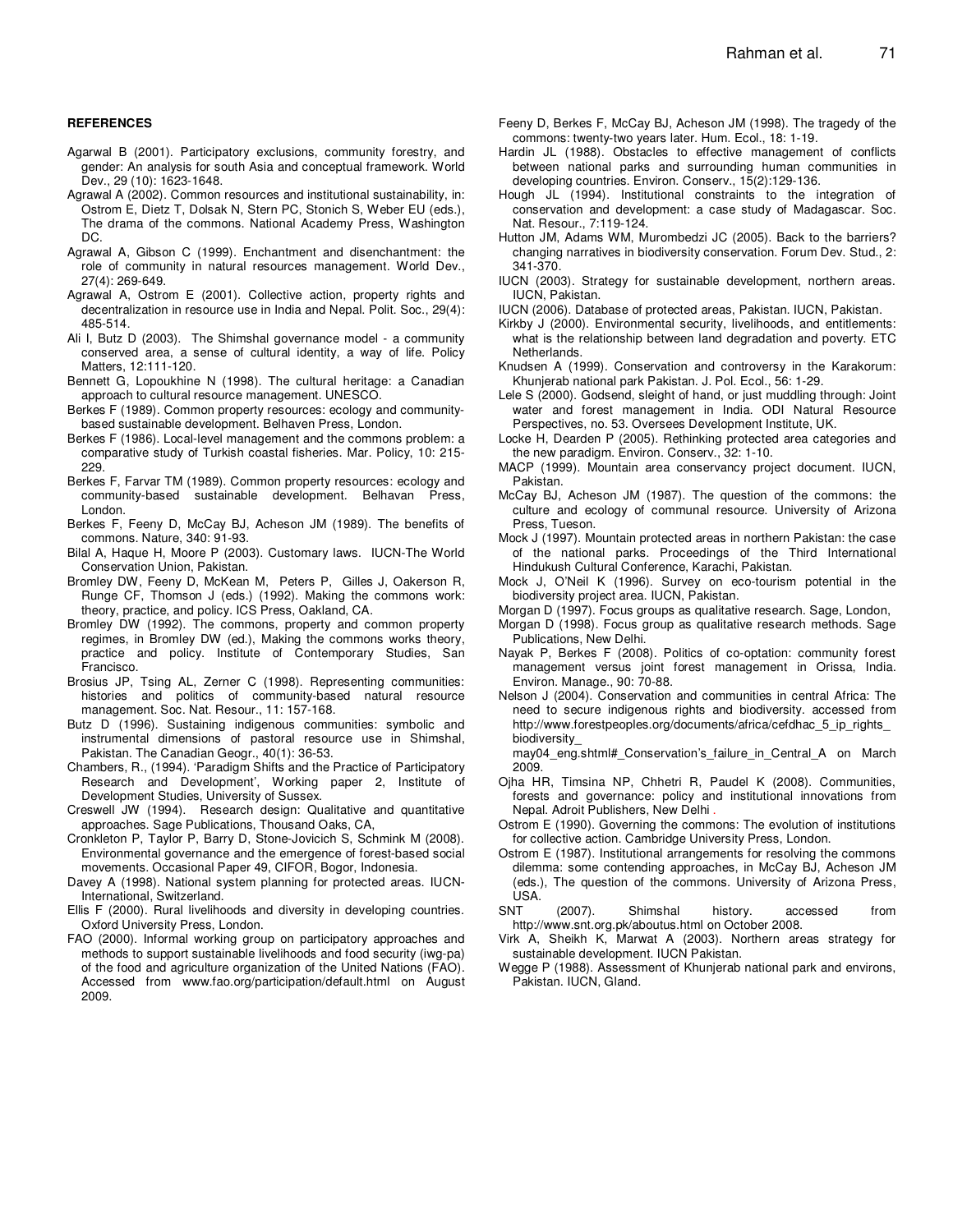**REFERENCES**

Agarwal B (2001). Participatory exclusions, community forestry, and gender: An analysis for south Asia and conceptual framework. World Dev., 29 (10): 1623-1648.

Agrawal A (2002). Common resources and institutional sustainability, in: Ostrom E, Dietz T, Dolsak N, Stern PC, Stonich S, Weber EU (eds.), The drama of the commons. National Academy Press, Washington DC.

Agrawal A, Gibson C (1999). Enchantment and disenchantment: the role of community in natural resources management. World Dev., 27(4): 269-649.

Agrawal A, Ostrom E (2001). Collective action, property rights and decentralization in resource use in India and Nepal. Polit. Soc., 29(4): 485-514.

Ali I, Butz D (2003). The Shimshal governance model - a community conserved area, a sense of cultural identity, a way of life. Policy Matters, 12:111-120.

Bennett G, Lopoukhine N (1998). The cultural heritage: a Canadian approach to cultural resource management. UNESCO.

Berkes F (1989). Common property resources: ecology and community-based sustainable development. Belhaven Press, London.

Berkes F (1986). Local-level management and the commons problem: a comparative study of Turkish coastal fisheries. Mar. Policy, 10: 215-229.

Berkes F, Farvar TM (1989). Common property resources: ecology and community-based sustainable development. Belhavan Press, London.

Berkes F, Feeny D, McCay BJ, Acheson JM (1989). The benefits of commons. Nature, 340: 91-93.

Bilal A, Haque H, Moore P (2003). Customary laws. IUCN-The World Conservation Union, Pakistan.

Bromley DW, Feeny D, McKean M, Peters P, Gilles J, Oakerson R, Runge CF, Thomson J (eds.) (1992). Making the commons work: theory, practice, and policy. ICS Press, Oakland, CA.

Bromley DW (1992). The commons, property and common property regimes, in Bromley DW (ed.), Making the commons works theory, practice and policy. Institute of Contemporary Studies, San Francisco.

Brosius JP, Tsing AL, Zerner C (1998). Representing communities: histories and politics of community-based natural resource management. Soc. Nat. Resour., 11: 157-168.

Butz D (1996). Sustaining indigenous communities: symbolic and instrumental dimensions of pastoral resource use in Shimshal, Pakistan. The Canadian Geogr., 40(1): 36-53.

Chambers, R., (1994). 'Paradigm Shifts and the Practice of Participatory Research and Development', Working paper 2, Institute of Development Studies, University of Sussex.

Creswell JW (1994). Research design: Qualitative and quantitative approaches. Sage Publications, Thousand Oaks, CA,

Cronkleton P, Taylor P, Barry D, Stone-Jovicich S, Schmink M (2008). Environmental governance and the emergence of forest-based social movements. Occasional Paper 49, CIFOR, Bogor, Indonesia.

Davey A (1998). National system planning for protected areas. IUCN-International, Switzerland.

Ellis F (2000). Rural livelihoods and diversity in developing countries. Oxford University Press, London.

FAO (2000). Informal working group on participatory approaches and methods to support sustainable livelihoods and food security (iwg-pa) of the food and agriculture organization of the United Nations (FAO). Accessed from www.fao.org/participation/default.html on August 2009.

Feeny D, Berkes F, McCay BJ, Acheson JM (1998). The tragedy of the commons: twenty-two years later. Hum. Ecol., 18: 1-19.

Hardin JL (1988). Obstacles to effective management of conflicts between national parks and surrounding human communities in developing countries. Environ. Conserv., 15(2):129-136.

Hough JL (1994). Institutional constraints to the integration of conservation and development: a case study of Madagascar. Soc. Nat. Resour., 7:119-124.

Hutton JM, Adams WM, Murombedzi JC (2005). Back to the barriers? changing narratives in biodiversity conservation. Forum Dev. Stud., 2: 341-370.

IUCN (2003). Strategy for sustainable development, northern areas. IUCN, Pakistan.

IUCN (2006). Database of protected areas, Pakistan. IUCN, Pakistan.

Kirkby J (2000). Environmental security, livelihoods, and entitlements: what is the relationship between land degradation and poverty. ETC Netherlands.

Knudsen A (1999). Conservation and controversy in the Karakorum: Khunjerab national park Pakistan. J. Pol. Ecol., 56: 1-29.

Lele S (2000). Godsend, sleight of hand, or just muddling through: Joint water and forest management in India. ODI Natural Resource Perspectives, no. 53. Oversees Development Institute, UK.

Locke H, Dearden P (2005). Rethinking protected area categories and the new paradigm. Environ. Conserv., 32: 1-10.

MACP (1999). Mountain area conservancy project document. IUCN, Pakistan.

McCay BJ, Acheson JM (1987). The question of the commons: the culture and ecology of communal resource. University of Arizona Press, Tueson.

Mock J (1997). Mountain protected areas in northern Pakistan: the case of the national parks. Proceedings of the Third International Hindukush Cultural Conference, Karachi, Pakistan.

Mock J, O'Neil K (1996). Survey on eco-tourism potential in the biodiversity project area. IUCN, Pakistan.

Morgan D (1997). Focus groups as qualitative research. Sage, London,

Morgan D (1998). Focus group as qualitative research methods. Sage Publications, New Delhi.

Nayak P, Berkes F (2008). Politics of co-optation: community forest management versus joint forest management in Orissa, India. Environ. Manage., 90: 70-88.

Nelson J (2004). Conservation and communities in central Africa: The need to secure indigenous rights and biodiversity. accessed from http://www.forestpeoples.org/documents/africa/cefdhac_5_ip_rights_biodiversity_may04_eng.shtml#_Conservation's_failure_in_Central_A on March 2009.

Ojha HR, Timsina NP, Chhetri R, Paudel K (2008). Communities, forests and governance: policy and institutional innovations from Nepal. Adroit Publishers, New Delhi .

Ostrom E (1990). Governing the commons: The evolution of institutions for collective action. Cambridge University Press, London.

Ostrom E (1987). Institutional arrangements for resolving the commons dilemma: some contending approaches, in McCay BJ, Acheson JM (eds.), The question of the commons. University of Arizona Press, USA.

SNT (2007). Shimshal history. accessed from http://www.snt.org.pk/aboutus.html on October 2008.

Virk A, Sheikh K, Marwat A (2003). Northern areas strategy for sustainable development. IUCN Pakistan.

Wegge P (1988). Assessment of Khunjerab national park and environs, Pakistan. IUCN, Gland.